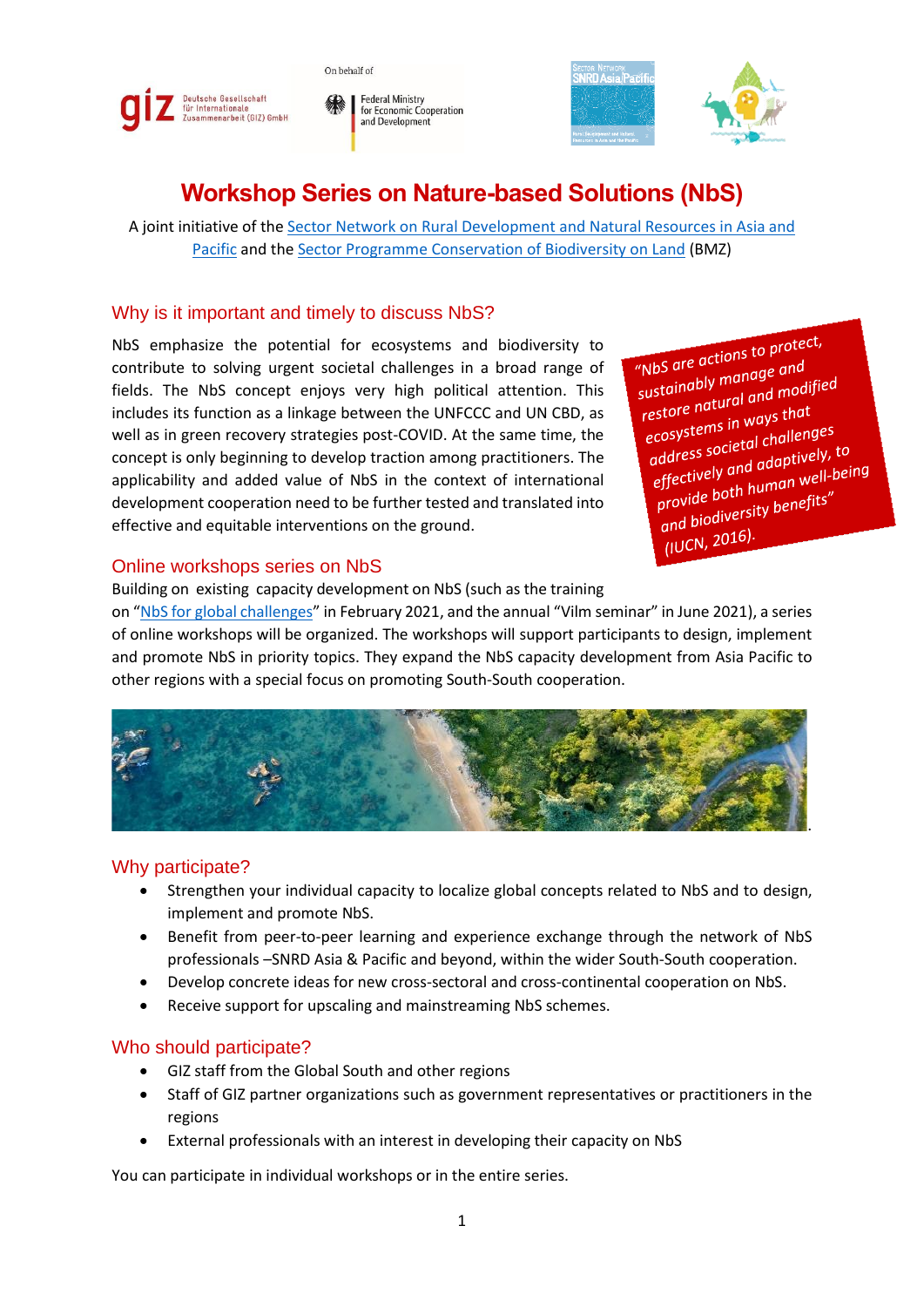# Workshop Series on Nature-based Solutions (NbS)

A joint initiative of the Sector Network on Rural Development and Natural Resources in Asia and Pacific and the Sector Programme Conservation of Biodiversity on Land (BMZ)

## Why is it important and timely to discuss NbS?

NbS emphasize the potential for ecosystems and biodiversity to contribute to solving urgent societal challenges in a broad range of fields. The NbS concept enjoys very high political attention. This includes its function as a linkage between the UNFCCC and UN CBD, as well as in green recovery strategies post-COVID. At the same time, the concept is only beginning to develop traction among practitioners. The applicability and added value of NbS in the context of international development cooperation need to be further tested and translated into effective and equitable interventions on the ground.

*"NbS are actions to protect, sustainably manage and restore natural and modified ecosystems in ways that address societal challenges effectively and adaptively, to provide both human well-being and biodiversity benefits" (IUCN, 2016).*

## Online workshops series on NbS

Building on existing capacity development on NbS (such as the training on "NbS for global challenges" in February 2021, and the annual "Vilm seminar" in June 2021), a series of online workshops will be organized. The workshops will support participants to design, implement and promote NbS in priority topics. They expand the NbS capacity development from Asia Pacific to other regions with a special focus on promoting South-South cooperation.

## Why participate?

- Strengthen your individual capacity to localize global concepts related to NbS and to design, implement and promote NbS.
- Benefit from peer-to-peer learning and experience exchange through the network of NbS professionals –SNRD Asia & Pacific and beyond, within the wider South-South cooperation.
- Develop concrete ideas for new cross-sectoral and cross-continental cooperation on NbS.
- Receive support for upscaling and mainstreaming NbS schemes.

## Who should participate?

- GIZ staff from the Global South and other regions
- Staff of GIZ partner organizations such as government representatives or practitioners in the regions
- External professionals with an interest in developing their capacity on NbS

You can participate in individual workshops or in the entire series.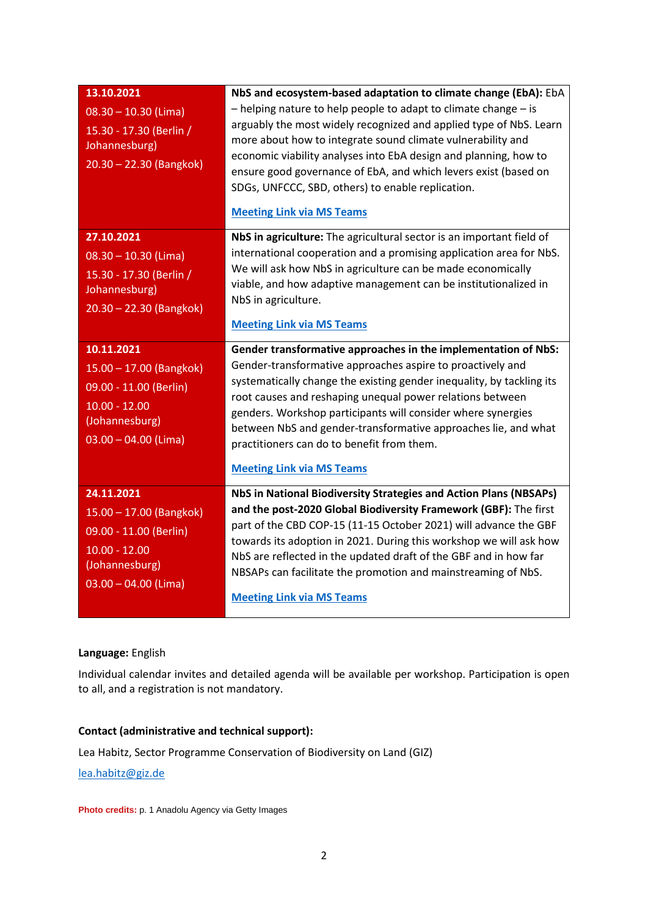| | |
|---|---|
| **13.10.2021**<br>08.30 – 10.30 (Lima)<br>15.30 - 17.30 (Berlin / Johannesburg)<br>20.30 – 22.30 (Bangkok) | **NbS and ecosystem-based adaptation to climate change (EbA):** EbA – helping nature to help people to adapt to climate change – is arguably the most widely recognized and applied type of NbS. Learn more about how to integrate sound climate vulnerability and economic viability analyses into EbA design and planning, how to ensure good governance of EbA, and which levers exist (based on SDGs, UNFCCC, SBD, others) to enable replication.<br><br>**Meeting Link via MS Teams** |
| **27.10.2021**<br>08.30 – 10.30 (Lima)<br>15.30 - 17.30 (Berlin / Johannesburg)<br>20.30 – 22.30 (Bangkok) | **NbS in agriculture:** The agricultural sector is an important field of international cooperation and a promising application area for NbS. We will ask how NbS in agriculture can be made economically viable, and how adaptive management can be institutionalized in NbS in agriculture.<br><br>**Meeting Link via MS Teams** |
| **10.11.2021**<br>15.00 – 17.00 (Bangkok)<br>09.00 - 11.00 (Berlin)<br>10.00 - 12.00 (Johannesburg)<br>03.00 – 04.00 (Lima) | **Gender transformative approaches in the implementation of NbS:** Gender-transformative approaches aspire to proactively and systematically change the existing gender inequality, by tackling its root causes and reshaping unequal power relations between genders. Workshop participants will consider where synergies between NbS and gender-transformative approaches lie, and what practitioners can do to benefit from them.<br><br>**Meeting Link via MS Teams** |
| **24.11.2021**<br>15.00 – 17.00 (Bangkok)<br>09.00 - 11.00 (Berlin)<br>10.00 - 12.00 (Johannesburg)<br>03.00 – 04.00 (Lima) | **NbS in National Biodiversity Strategies and Action Plans (NBSAPs) and the post-2020 Global Biodiversity Framework (GBF):** The first part of the CBD COP-15 (11-15 October 2021) will advance the GBF towards its adoption in 2021. During this workshop we will ask how NbS are reflected in the updated draft of the GBF and in how far NBSAPs can facilitate the promotion and mainstreaming of NbS.<br><br>**Meeting Link via MS Teams** |

**Language:** English

Individual calendar invites and detailed agenda will be available per workshop. Participation is open to all, and a registration is not mandatory.

**Contact (administrative and technical support):**

Lea Habitz, Sector Programme Conservation of Biodiversity on Land (GIZ)

lea.habitz@giz.de

**Photo credits:** p. 1 Anadolu Agency via Getty Images